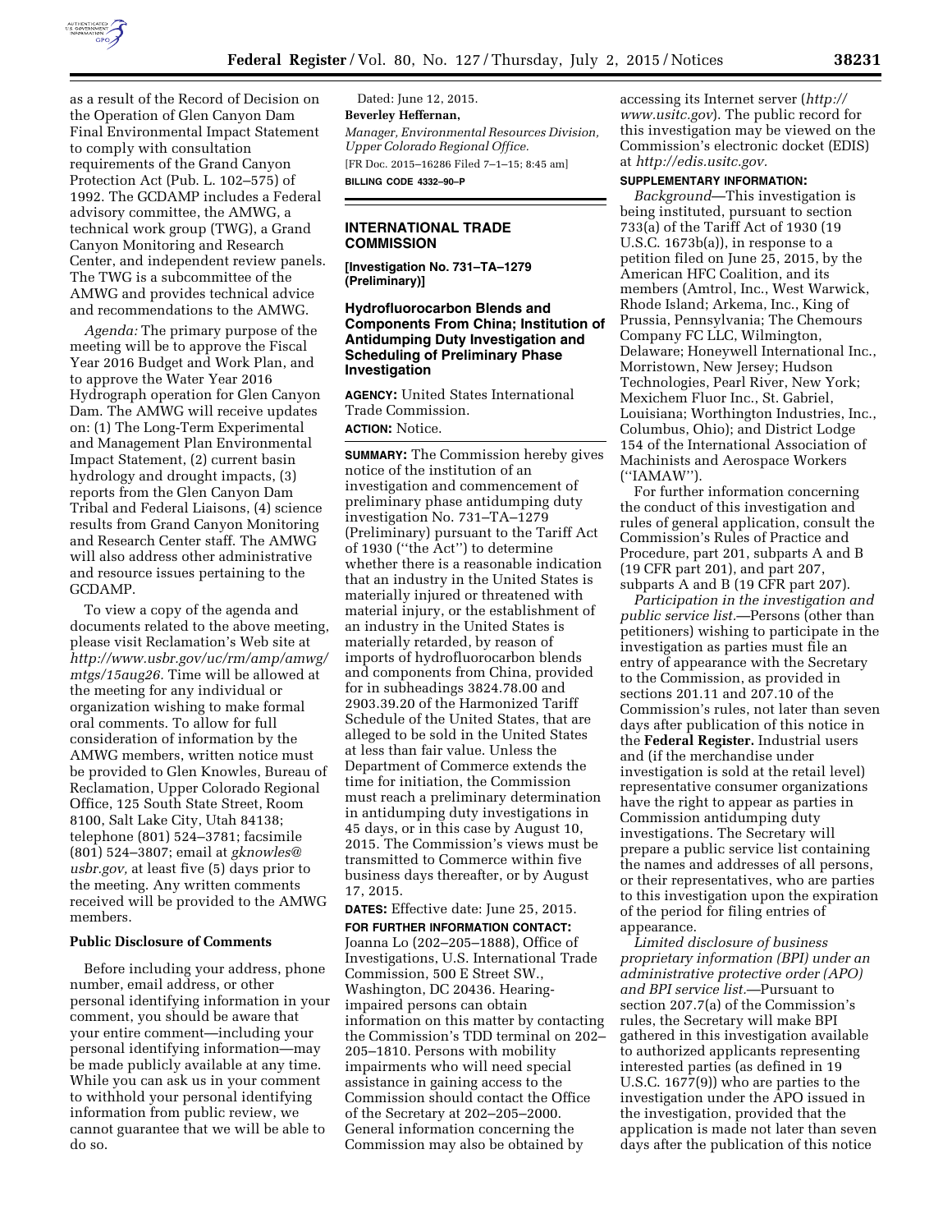as a result of the Record of Decision on the Operation of Glen Canyon Dam Final Environmental Impact Statement to comply with consultation requirements of the Grand Canyon Protection Act (Pub. L. 102–575) of 1992. The GCDAMP includes a Federal advisory committee, the AMWG, a technical work group (TWG), a Grand Canyon Monitoring and Research Center, and independent review panels. The TWG is a subcommittee of the AMWG and provides technical advice and recommendations to the AMWG.

*Agenda:* The primary purpose of the meeting will be to approve the Fiscal Year 2016 Budget and Work Plan, and to approve the Water Year 2016 Hydrograph operation for Glen Canyon Dam. The AMWG will receive updates on: (1) The Long-Term Experimental and Management Plan Environmental Impact Statement, (2) current basin hydrology and drought impacts, (3) reports from the Glen Canyon Dam Tribal and Federal Liaisons, (4) science results from Grand Canyon Monitoring and Research Center staff. The AMWG will also address other administrative and resource issues pertaining to the GCDAMP.

To view a copy of the agenda and documents related to the above meeting, please visit Reclamation's Web site at *http://www.usbr.gov/uc/rm/amp/amwg/mtgs/15aug26.* Time will be allowed at the meeting for any individual or organization wishing to make formal oral comments. To allow for full consideration of information by the AMWG members, written notice must be provided to Glen Knowles, Bureau of Reclamation, Upper Colorado Regional Office, 125 South State Street, Room 8100, Salt Lake City, Utah 84138; telephone (801) 524–3781; facsimile (801) 524–3807; email at *gknowles@usbr.gov,* at least five (5) days prior to the meeting. Any written comments received will be provided to the AMWG members.

## Public Disclosure of Comments

Before including your address, phone number, email address, or other personal identifying information in your comment, you should be aware that your entire comment—including your personal identifying information—may be made publicly available at any time. While you can ask us in your comment to withhold your personal identifying information from public review, we cannot guarantee that we will be able to do so.

Dated: June 12, 2015.

**Beverley Heffernan,**

*Manager, Environmental Resources Division, Upper Colorado Regional Office.*

[FR Doc. 2015–16286 Filed 7–1–15; 8:45 am]

**BILLING CODE 4332–90–P**

# INTERNATIONAL TRADE COMMISSION

**[Investigation No. 731–TA–1279 (Preliminary)]**

## Hydrofluorocarbon Blends and Components From China; Institution of Antidumping Duty Investigation and Scheduling of Preliminary Phase Investigation

**AGENCY:** United States International Trade Commission.

**ACTION:** Notice.

**SUMMARY:** The Commission hereby gives notice of the institution of an investigation and commencement of preliminary phase antidumping duty investigation No. 731–TA–1279 (Preliminary) pursuant to the Tariff Act of 1930 (''the Act'') to determine whether there is a reasonable indication that an industry in the United States is materially injured or threatened with material injury, or the establishment of an industry in the United States is materially retarded, by reason of imports of hydrofluorocarbon blends and components from China, provided for in subheadings 3824.78.00 and 2903.39.20 of the Harmonized Tariff Schedule of the United States, that are alleged to be sold in the United States at less than fair value. Unless the Department of Commerce extends the time for initiation, the Commission must reach a preliminary determination in antidumping duty investigations in 45 days, or in this case by August 10, 2015. The Commission's views must be transmitted to Commerce within five business days thereafter, or by August 17, 2015.

**DATES:** Effective date: June 25, 2015.

**FOR FURTHER INFORMATION CONTACT:** Joanna Lo (202–205–1888), Office of Investigations, U.S. International Trade Commission, 500 E Street SW., Washington, DC 20436. Hearing-impaired persons can obtain information on this matter by contacting the Commission's TDD terminal on 202–205–1810. Persons with mobility impairments who will need special assistance in gaining access to the Commission should contact the Office of the Secretary at 202–205–2000. General information concerning the Commission may also be obtained by accessing its Internet server (*http://www.usitc.gov*). The public record for this investigation may be viewed on the Commission's electronic docket (EDIS) at *http://edis.usitc.gov.*

**SUPPLEMENTARY INFORMATION:**

*Background*—This investigation is being instituted, pursuant to section 733(a) of the Tariff Act of 1930 (19 U.S.C. 1673b(a)), in response to a petition filed on June 25, 2015, by the American HFC Coalition, and its members (Amtrol, Inc., West Warwick, Rhode Island; Arkema, Inc., King of Prussia, Pennsylvania; The Chemours Company FC LLC, Wilmington, Delaware; Honeywell International Inc., Morristown, New Jersey; Hudson Technologies, Pearl River, New York; Mexichem Fluor Inc., St. Gabriel, Louisiana; Worthington Industries, Inc., Columbus, Ohio); and District Lodge 154 of the International Association of Machinists and Aerospace Workers (''IAMAW'').

For further information concerning the conduct of this investigation and rules of general application, consult the Commission's Rules of Practice and Procedure, part 201, subparts A and B (19 CFR part 201), and part 207, subparts A and B (19 CFR part 207).

*Participation in the investigation and public service list.*—Persons (other than petitioners) wishing to participate in the investigation as parties must file an entry of appearance with the Secretary to the Commission, as provided in sections 201.11 and 207.10 of the Commission's rules, not later than seven days after publication of this notice in the **Federal Register.** Industrial users and (if the merchandise under investigation is sold at the retail level) representative consumer organizations have the right to appear as parties in Commission antidumping duty investigations. The Secretary will prepare a public service list containing the names and addresses of all persons, or their representatives, who are parties to this investigation upon the expiration of the period for filing entries of appearance.

*Limited disclosure of business proprietary information (BPI) under an administrative protective order (APO) and BPI service list.*—Pursuant to section 207.7(a) of the Commission's rules, the Secretary will make BPI gathered in this investigation available to authorized applicants representing interested parties (as defined in 19 U.S.C. 1677(9)) who are parties to the investigation under the APO issued in the investigation, provided that the application is made not later than seven days after the publication of this notice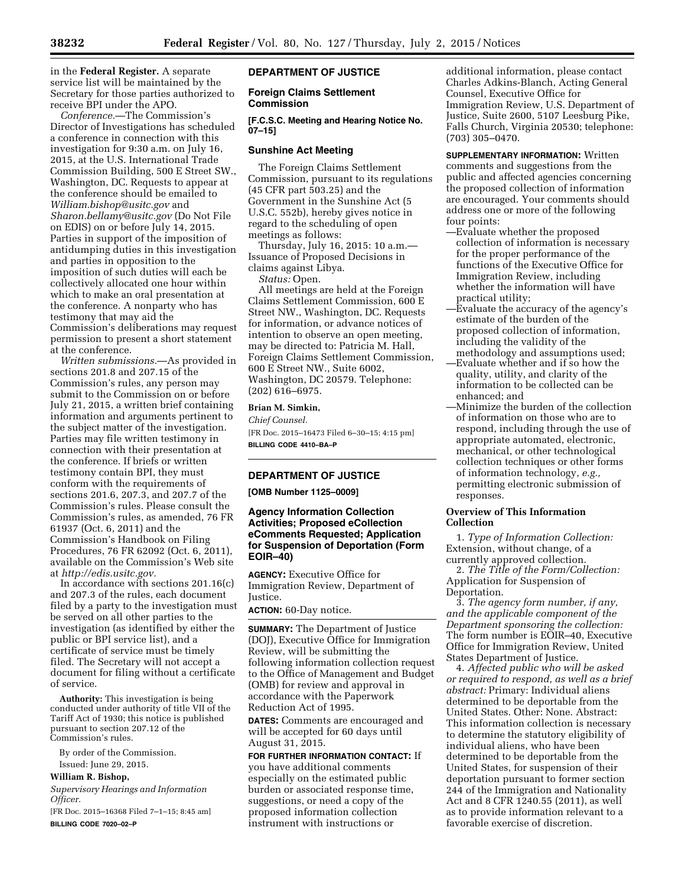in the **Federal Register.** A separate service list will be maintained by the Secretary for those parties authorized to receive BPI under the APO.

*Conference.*—The Commission's Director of Investigations has scheduled a conference in connection with this investigation for 9:30 a.m. on July 16, 2015, at the U.S. International Trade Commission Building, 500 E Street SW., Washington, DC. Requests to appear at the conference should be emailed to *William.bishop@usitc.gov* and *Sharon.bellamy@usitc.gov* (Do Not File on EDIS) on or before July 14, 2015. Parties in support of the imposition of antidumping duties in this investigation and parties in opposition to the imposition of such duties will each be collectively allocated one hour within which to make an oral presentation at the conference. A nonparty who has testimony that may aid the Commission's deliberations may request permission to present a short statement at the conference.

*Written submissions.*—As provided in sections 201.8 and 207.15 of the Commission's rules, any person may submit to the Commission on or before July 21, 2015, a written brief containing information and arguments pertinent to the subject matter of the investigation. Parties may file written testimony in connection with their presentation at the conference. If briefs or written testimony contain BPI, they must conform with the requirements of sections 201.6, 207.3, and 207.7 of the Commission's rules. Please consult the Commission's rules, as amended, 76 FR 61937 (Oct. 6, 2011) and the Commission's Handbook on Filing Procedures, 76 FR 62092 (Oct. 6, 2011), available on the Commission's Web site at *http://edis.usitc.gov.*

In accordance with sections 201.16(c) and 207.3 of the rules, each document filed by a party to the investigation must be served on all other parties to the investigation (as identified by either the public or BPI service list), and a certificate of service must be timely filed. The Secretary will not accept a document for filing without a certificate of service.

**Authority:** This investigation is being conducted under authority of title VII of the Tariff Act of 1930; this notice is published pursuant to section 207.12 of the Commission's rules.

By order of the Commission.

Issued: June 29, 2015.

**William R. Bishop,**

*Supervisory Hearings and Information Officer.*

[FR Doc. 2015–16368 Filed 7–1–15; 8:45 am]

**BILLING CODE 7020–02–P**

## DEPARTMENT OF JUSTICE

### Foreign Claims Settlement Commission

**[F.C.S.C. Meeting and Hearing Notice No. 07–15]**

### Sunshine Act Meeting

The Foreign Claims Settlement Commission, pursuant to its regulations (45 CFR part 503.25) and the Government in the Sunshine Act (5 U.S.C. 552b), hereby gives notice in regard to the scheduling of open meetings as follows:

Thursday, July 16, 2015: 10 a.m.—Issuance of Proposed Decisions in claims against Libya.

*Status:* Open.

All meetings are held at the Foreign Claims Settlement Commission, 600 E Street NW., Washington, DC. Requests for information, or advance notices of intention to observe an open meeting, may be directed to: Patricia M. Hall, Foreign Claims Settlement Commission, 600 E Street NW., Suite 6002, Washington, DC 20579. Telephone: (202) 616–6975.

**Brian M. Simkin,**

*Chief Counsel.*

[FR Doc. 2015–16473 Filed 6–30–15; 4:15 pm]

**BILLING CODE 4410–BA–P**

## DEPARTMENT OF JUSTICE

**[OMB Number 1125–0009]**

### Agency Information Collection Activities; Proposed eCollection eComments Requested; Application for Suspension of Deportation (Form EOIR–40)

**AGENCY:** Executive Office for Immigration Review, Department of Justice.

**ACTION:** 60-Day notice.

**SUMMARY:** The Department of Justice (DOJ), Executive Office for Immigration Review, will be submitting the following information collection request to the Office of Management and Budget (OMB) for review and approval in accordance with the Paperwork Reduction Act of 1995.

**DATES:** Comments are encouraged and will be accepted for 60 days until August 31, 2015.

**FOR FURTHER INFORMATION CONTACT:** If you have additional comments especially on the estimated public burden or associated response time, suggestions, or need a copy of the proposed information collection instrument with instructions or additional information, please contact Charles Adkins-Blanch, Acting General Counsel, Executive Office for Immigration Review, U.S. Department of Justice, Suite 2600, 5107 Leesburg Pike, Falls Church, Virginia 20530; telephone: (703) 305–0470.

**SUPPLEMENTARY INFORMATION:** Written comments and suggestions from the public and affected agencies concerning the proposed collection of information are encouraged. Your comments should address one or more of the following four points:

—Evaluate whether the proposed collection of information is necessary for the proper performance of the functions of the Executive Office for Immigration Review, including whether the information will have practical utility;

—Evaluate the accuracy of the agency's estimate of the burden of the proposed collection of information, including the validity of the methodology and assumptions used;

—Evaluate whether and if so how the quality, utility, and clarity of the information to be collected can be enhanced; and

—Minimize the burden of the collection of information on those who are to respond, including through the use of appropriate automated, electronic, mechanical, or other technological collection techniques or other forms of information technology, *e.g.,* permitting electronic submission of responses.

### Overview of This Information Collection

1. *Type of Information Collection:* Extension, without change, of a currently approved collection.

2. *The Title of the Form/Collection:* Application for Suspension of Deportation.

3. *The agency form number, if any, and the applicable component of the Department sponsoring the collection:* The form number is EOIR–40, Executive Office for Immigration Review, United States Department of Justice.

4. *Affected public who will be asked or required to respond, as well as a brief abstract:* Primary: Individual aliens determined to be deportable from the United States. Other: None. Abstract: This information collection is necessary to determine the statutory eligibility of individual aliens, who have been determined to be deportable from the United States, for suspension of their deportation pursuant to former section 244 of the Immigration and Nationality Act and 8 CFR 1240.55 (2011), as well as to provide information relevant to a favorable exercise of discretion.